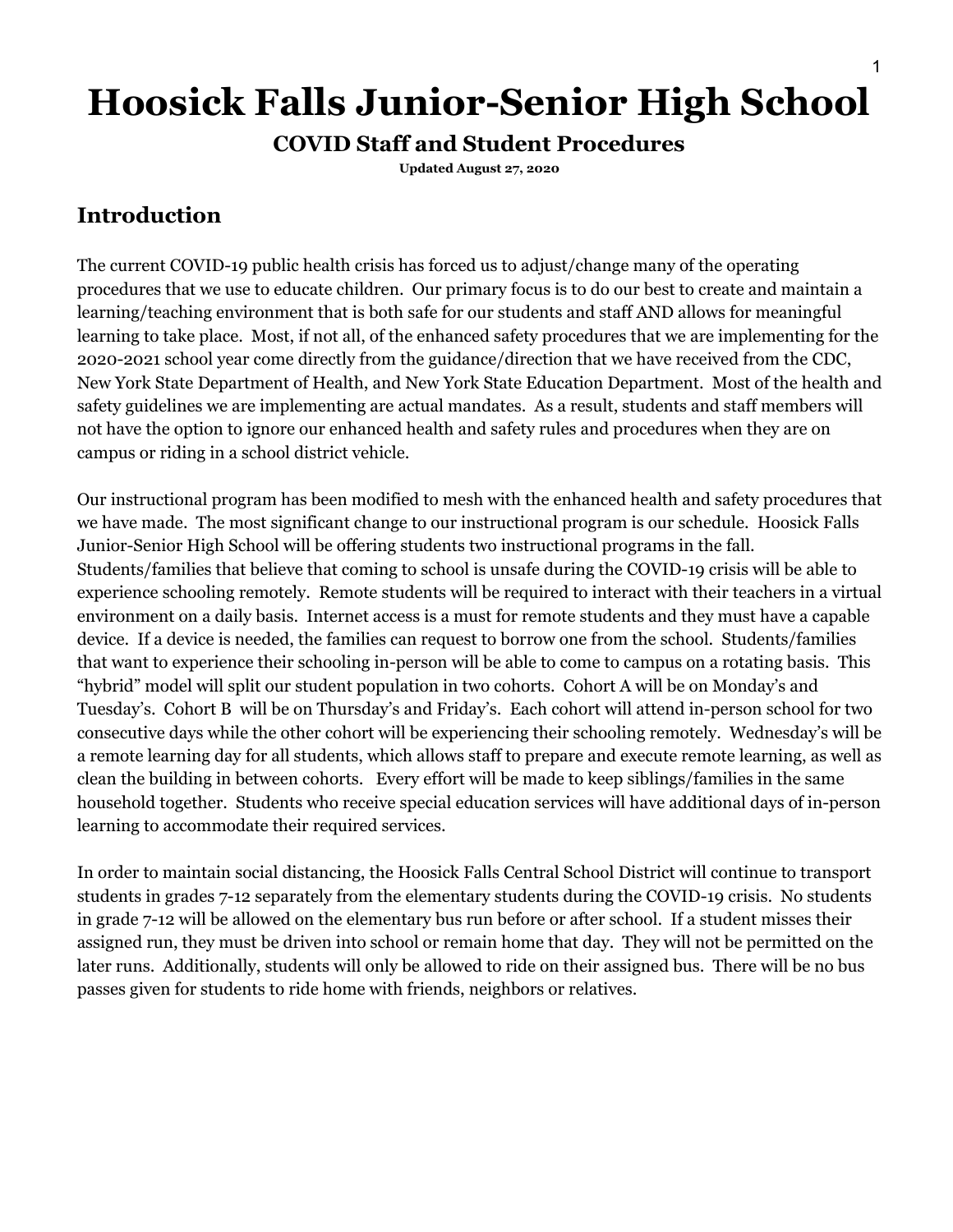# Hoosick Falls Junior-Senior High School

## COVID Staff and Student Procedures

**Updated August 27, 2020**

## Introduction

The current COVID-19 public health crisis has forced us to adjust/change many of the operating procedures that we use to educate children. Our primary focus is to do our best to create and maintain a learning/teaching environment that is both safe for our students and staff AND allows for meaningful learning to take place. Most, if not all, of the enhanced safety procedures that we are implementing for the 2020-2021 school year come directly from the guidance/direction that we have received from the CDC, New York State Department of Health, and New York State Education Department. Most of the health and safety guidelines we are implementing are actual mandates. As a result, students and staff members will not have the option to ignore our enhanced health and safety rules and procedures when they are on campus or riding in a school district vehicle.

Our instructional program has been modified to mesh with the enhanced health and safety procedures that we have made. The most significant change to our instructional program is our schedule. Hoosick Falls Junior-Senior High School will be offering students two instructional programs in the fall. Students/families that believe that coming to school is unsafe during the COVID-19 crisis will be able to experience schooling remotely. Remote students will be required to interact with their teachers in a virtual environment on a daily basis. Internet access is a must for remote students and they must have a capable device. If a device is needed, the families can request to borrow one from the school. Students/families that want to experience their schooling in-person will be able to come to campus on a rotating basis. This "hybrid" model will split our student population in two cohorts. Cohort A will be on Monday's and Tuesday's. Cohort B will be on Thursday's and Friday's. Each cohort will attend in-person school for two consecutive days while the other cohort will be experiencing their schooling remotely. Wednesday's will be a remote learning day for all students, which allows staff to prepare and execute remote learning, as well as clean the building in between cohorts. Every effort will be made to keep siblings/families in the same household together. Students who receive special education services will have additional days of in-person learning to accommodate their required services.

In order to maintain social distancing, the Hoosick Falls Central School District will continue to transport students in grades 7-12 separately from the elementary students during the COVID-19 crisis. No students in grade 7-12 will be allowed on the elementary bus run before or after school. If a student misses their assigned run, they must be driven into school or remain home that day. They will not be permitted on the later runs. Additionally, students will only be allowed to ride on their assigned bus. There will be no bus passes given for students to ride home with friends, neighbors or relatives.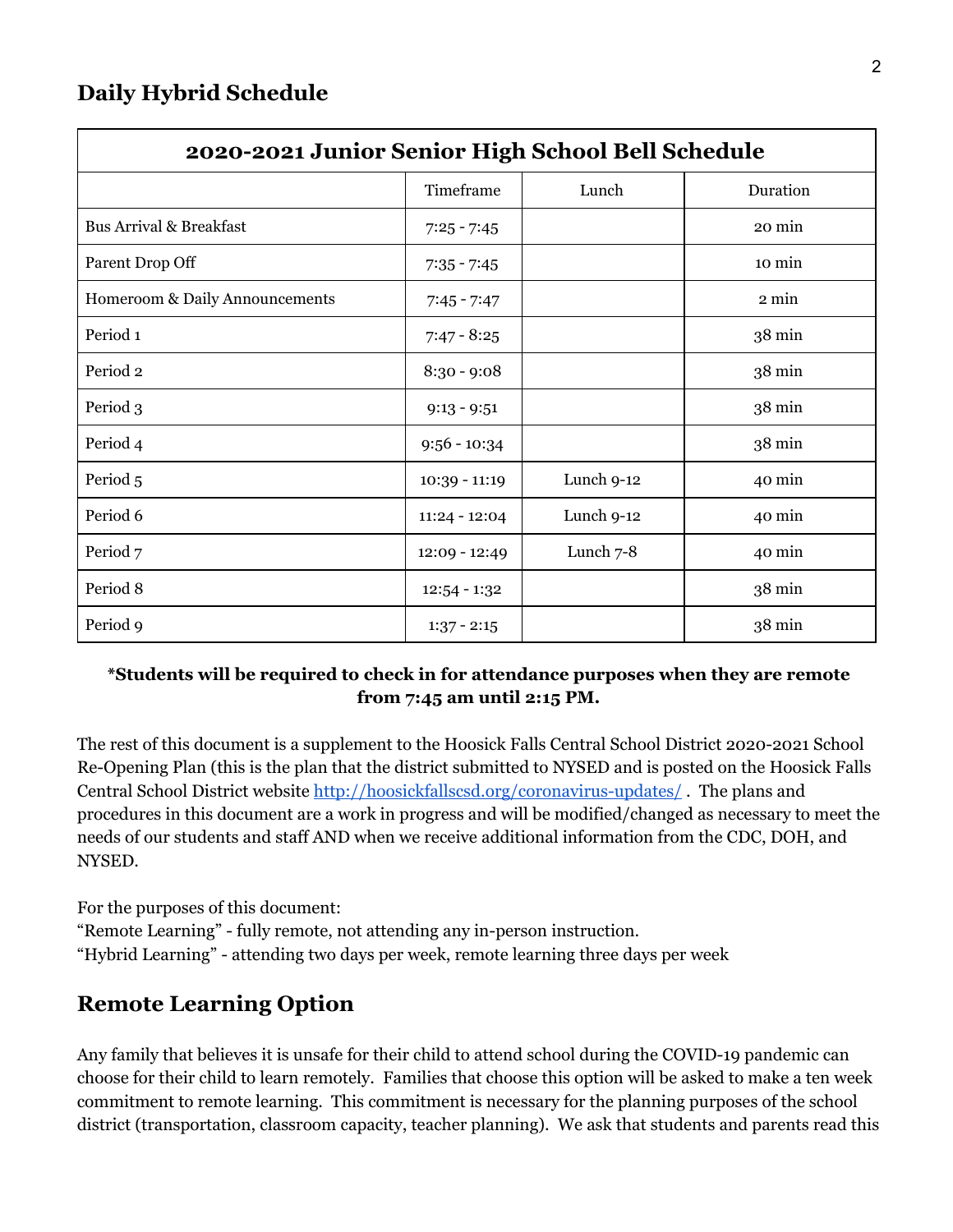## Daily Hybrid Schedule

| 2020-2021 Junior Senior High School Bell Schedule | | | |
|---|---|---|---|
| | Timeframe | Lunch | Duration |
| Bus Arrival & Breakfast | 7:25 - 7:45 | | 20 min |
| Parent Drop Off | 7:35 - 7:45 | | 10 min |
| Homeroom & Daily Announcements | 7:45 - 7:47 | | 2 min |
| Period 1 | 7:47 - 8:25 | | 38 min |
| Period 2 | 8:30 - 9:08 | | 38 min |
| Period 3 | 9:13 - 9:51 | | 38 min |
| Period 4 | 9:56 - 10:34 | | 38 min |
| Period 5 | 10:39 - 11:19 | Lunch 9-12 | 40 min |
| Period 6 | 11:24 - 12:04 | Lunch 9-12 | 40 min |
| Period 7 | 12:09 - 12:49 | Lunch 7-8 | 40 min |
| Period 8 | 12:54 - 1:32 | | 38 min |
| Period 9 | 1:37 - 2:15 | | 38 min |

**\*Students will be required to check in for attendance purposes when they are remote from 7:45 am until 2:15 PM.**

The rest of this document is a supplement to the Hoosick Falls Central School District 2020-2021 School Re-Opening Plan (this is the plan that the district submitted to NYSED and is posted on the Hoosick Falls Central School District website http://hoosickfallscsd.org/coronavirus-updates/ . The plans and procedures in this document are a work in progress and will be modified/changed as necessary to meet the needs of our students and staff AND when we receive additional information from the CDC, DOH, and NYSED.

For the purposes of this document:
"Remote Learning" - fully remote, not attending any in-person instruction.
"Hybrid Learning" - attending two days per week, remote learning three days per week

## Remote Learning Option

Any family that believes it is unsafe for their child to attend school during the COVID-19 pandemic can choose for their child to learn remotely. Families that choose this option will be asked to make a ten week commitment to remote learning. This commitment is necessary for the planning purposes of the school district (transportation, classroom capacity, teacher planning). We ask that students and parents read this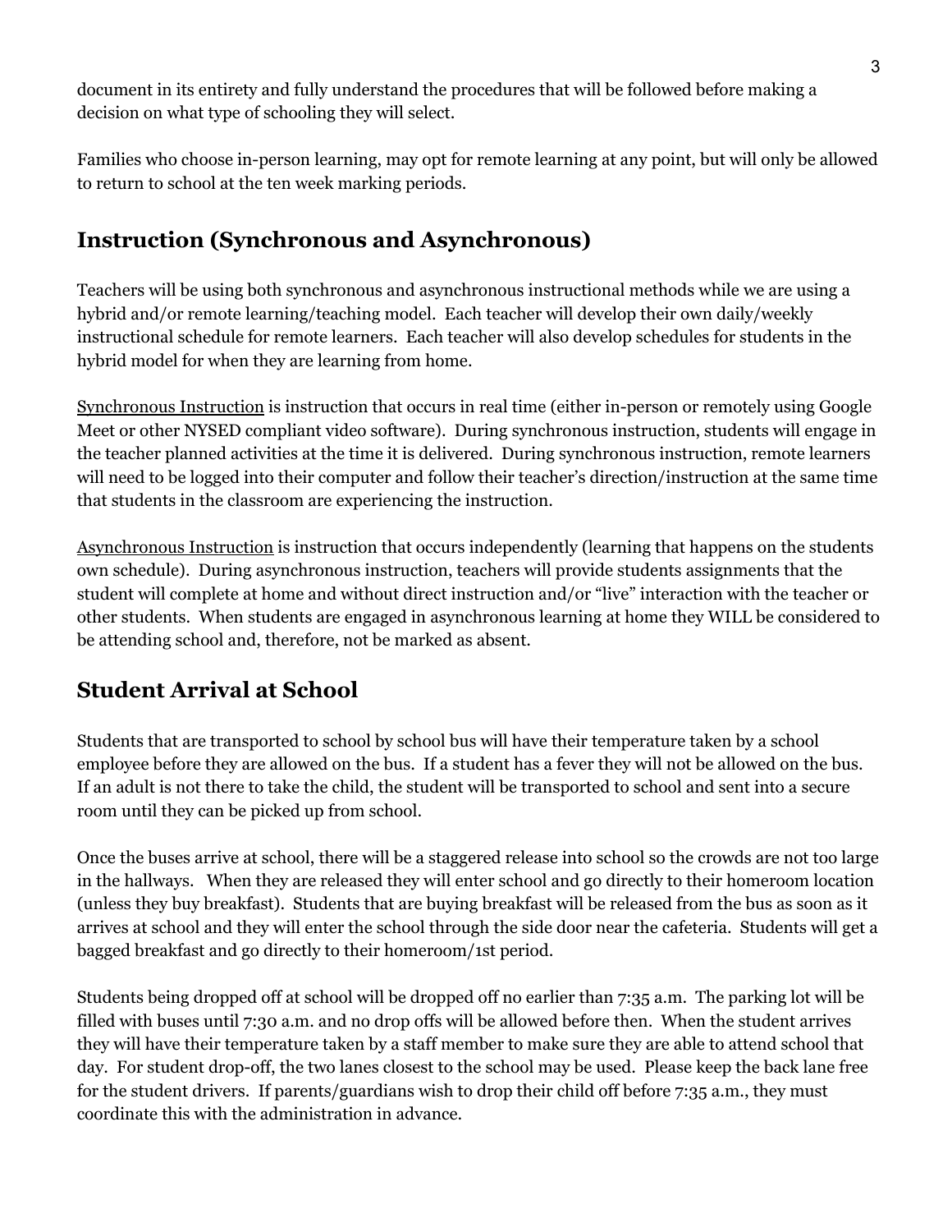document in its entirety and fully understand the procedures that will be followed before making a decision on what type of schooling they will select.

Families who choose in-person learning, may opt for remote learning at any point, but will only be allowed to return to school at the ten week marking periods.

## Instruction (Synchronous and Asynchronous)

Teachers will be using both synchronous and asynchronous instructional methods while we are using a hybrid and/or remote learning/teaching model. Each teacher will develop their own daily/weekly instructional schedule for remote learners. Each teacher will also develop schedules for students in the hybrid model for when they are learning from home.

<u>Synchronous Instruction</u> is instruction that occurs in real time (either in-person or remotely using Google Meet or other NYSED compliant video software). During synchronous instruction, students will engage in the teacher planned activities at the time it is delivered. During synchronous instruction, remote learners will need to be logged into their computer and follow their teacher's direction/instruction at the same time that students in the classroom are experiencing the instruction.

<u>Asynchronous Instruction</u> is instruction that occurs independently (learning that happens on the students own schedule). During asynchronous instruction, teachers will provide students assignments that the student will complete at home and without direct instruction and/or "live" interaction with the teacher or other students. When students are engaged in asynchronous learning at home they WILL be considered to be attending school and, therefore, not be marked as absent.

## Student Arrival at School

Students that are transported to school by school bus will have their temperature taken by a school employee before they are allowed on the bus. If a student has a fever they will not be allowed on the bus. If an adult is not there to take the child, the student will be transported to school and sent into a secure room until they can be picked up from school.

Once the buses arrive at school, there will be a staggered release into school so the crowds are not too large in the hallways. When they are released they will enter school and go directly to their homeroom location (unless they buy breakfast). Students that are buying breakfast will be released from the bus as soon as it arrives at school and they will enter the school through the side door near the cafeteria. Students will get a bagged breakfast and go directly to their homeroom/1st period.

Students being dropped off at school will be dropped off no earlier than 7:35 a.m. The parking lot will be filled with buses until 7:30 a.m. and no drop offs will be allowed before then. When the student arrives they will have their temperature taken by a staff member to make sure they are able to attend school that day. For student drop-off, the two lanes closest to the school may be used. Please keep the back lane free for the student drivers. If parents/guardians wish to drop their child off before 7:35 a.m., they must coordinate this with the administration in advance.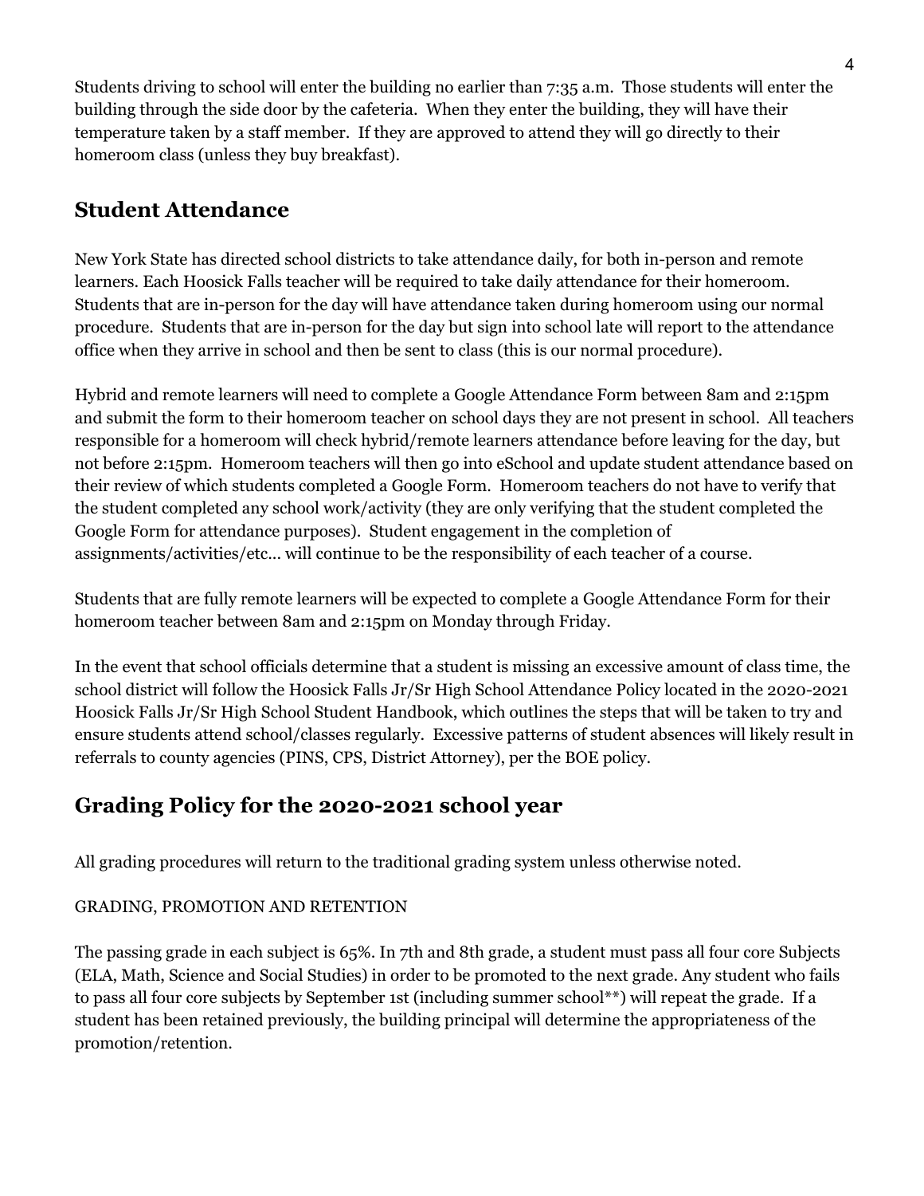Students driving to school will enter the building no earlier than 7:35 a.m. Those students will enter the building through the side door by the cafeteria. When they enter the building, they will have their temperature taken by a staff member. If they are approved to attend they will go directly to their homeroom class (unless they buy breakfast).

## Student Attendance

New York State has directed school districts to take attendance daily, for both in-person and remote learners. Each Hoosick Falls teacher will be required to take daily attendance for their homeroom. Students that are in-person for the day will have attendance taken during homeroom using our normal procedure. Students that are in-person for the day but sign into school late will report to the attendance office when they arrive in school and then be sent to class (this is our normal procedure).

Hybrid and remote learners will need to complete a Google Attendance Form between 8am and 2:15pm and submit the form to their homeroom teacher on school days they are not present in school. All teachers responsible for a homeroom will check hybrid/remote learners attendance before leaving for the day, but not before 2:15pm. Homeroom teachers will then go into eSchool and update student attendance based on their review of which students completed a Google Form. Homeroom teachers do not have to verify that the student completed any school work/activity (they are only verifying that the student completed the Google Form for attendance purposes). Student engagement in the completion of assignments/activities/etc... will continue to be the responsibility of each teacher of a course.

Students that are fully remote learners will be expected to complete a Google Attendance Form for their homeroom teacher between 8am and 2:15pm on Monday through Friday.

In the event that school officials determine that a student is missing an excessive amount of class time, the school district will follow the Hoosick Falls Jr/Sr High School Attendance Policy located in the 2020-2021 Hoosick Falls Jr/Sr High School Student Handbook, which outlines the steps that will be taken to try and ensure students attend school/classes regularly. Excessive patterns of student absences will likely result in referrals to county agencies (PINS, CPS, District Attorney), per the BOE policy.

## Grading Policy for the 2020-2021 school year

All grading procedures will return to the traditional grading system unless otherwise noted.

GRADING, PROMOTION AND RETENTION

The passing grade in each subject is 65%. In 7th and 8th grade, a student must pass all four core Subjects (ELA, Math, Science and Social Studies) in order to be promoted to the next grade. Any student who fails to pass all four core subjects by September 1st (including summer school**) will repeat the grade. If a student has been retained previously, the building principal will determine the appropriateness of the promotion/retention.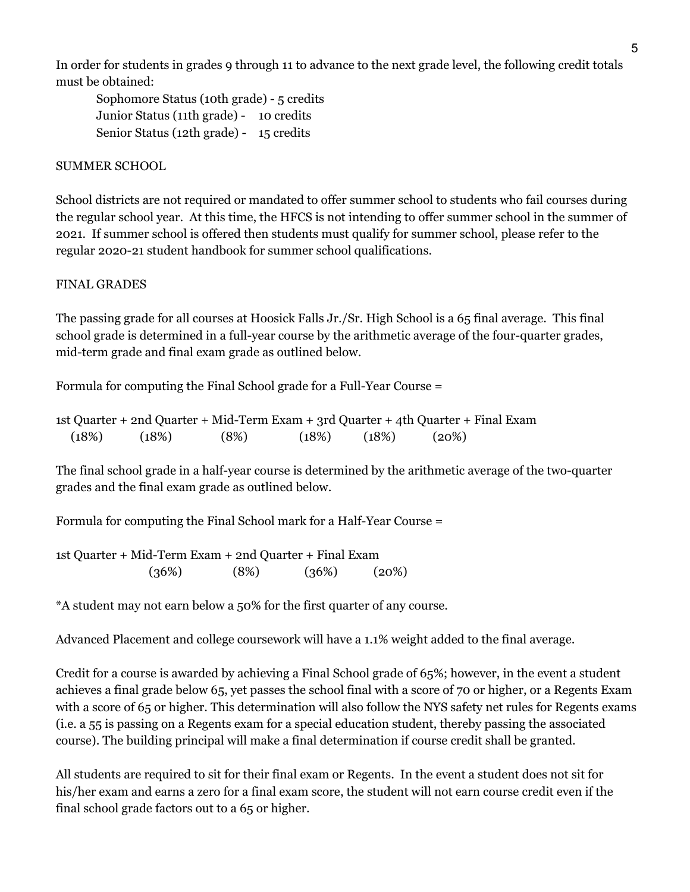In order for students in grades 9 through 11 to advance to the next grade level, the following credit totals must be obtained:

Sophomore Status (10th grade) - 5 credits
Junior Status (11th grade) - 10 credits
Senior Status (12th grade) - 15 credits

## SUMMER SCHOOL

School districts are not required or mandated to offer summer school to students who fail courses during the regular school year. At this time, the HFCS is not intending to offer summer school in the summer of 2021. If summer school is offered then students must qualify for summer school, please refer to the regular 2020-21 student handbook for summer school qualifications.

## FINAL GRADES

The passing grade for all courses at Hoosick Falls Jr./Sr. High School is a 65 final average. This final school grade is determined in a full-year course by the arithmetic average of the four-quarter grades, mid-term grade and final exam grade as outlined below.

Formula for computing the Final School grade for a Full-Year Course =

| 1st Quarter + | 2nd Quarter + | Mid-Term Exam + | 3rd Quarter + | 4th Quarter + | Final Exam |
|---|---|---|---|---|---|
| (18%) | (18%) | (8%) | (18%) | (18%) | (20%) |

The final school grade in a half-year course is determined by the arithmetic average of the two-quarter grades and the final exam grade as outlined below.

Formula for computing the Final School mark for a Half-Year Course =

| 1st Quarter + | Mid-Term Exam + | 2nd Quarter + | Final Exam |
|---|---|---|---|
| (36%) | (8%) | (36%) | (20%) |

*A student may not earn below a 50% for the first quarter of any course.

Advanced Placement and college coursework will have a 1.1% weight added to the final average.

Credit for a course is awarded by achieving a Final School grade of 65%; however, in the event a student achieves a final grade below 65, yet passes the school final with a score of 70 or higher, or a Regents Exam with a score of 65 or higher. This determination will also follow the NYS safety net rules for Regents exams (i.e. a 55 is passing on a Regents exam for a special education student, thereby passing the associated course). The building principal will make a final determination if course credit shall be granted.

All students are required to sit for their final exam or Regents. In the event a student does not sit for his/her exam and earns a zero for a final exam score, the student will not earn course credit even if the final school grade factors out to a 65 or higher.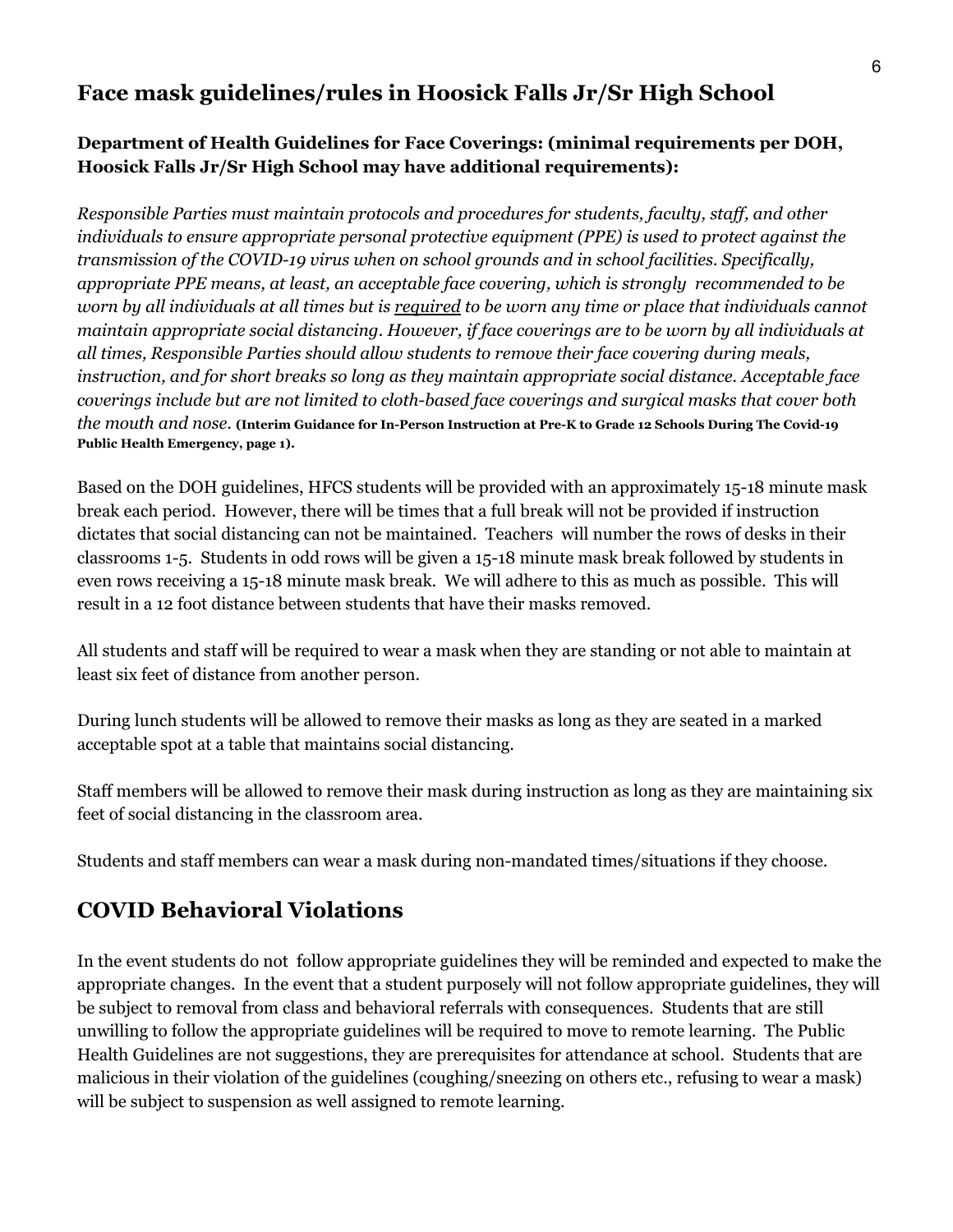## Face mask guidelines/rules in Hoosick Falls Jr/Sr High School

**Department of Health Guidelines for Face Coverings: (minimal requirements per DOH, Hoosick Falls Jr/Sr High School may have additional requirements):**

*Responsible Parties must maintain protocols and procedures for students, faculty, staff, and other individuals to ensure appropriate personal protective equipment (PPE) is used to protect against the transmission of the COVID-19 virus when on school grounds and in school facilities. Specifically, appropriate PPE means, at least, an acceptable face covering, which is strongly recommended to be worn by all individuals at all times but is required to be worn any time or place that individuals cannot maintain appropriate social distancing. However, if face coverings are to be worn by all individuals at all times, Responsible Parties should allow students to remove their face covering during meals, instruction, and for short breaks so long as they maintain appropriate social distance. Acceptable face coverings include but are not limited to cloth-based face coverings and surgical masks that cover both the mouth and nose.* **(Interim Guidance for In-Person Instruction at Pre-K to Grade 12 Schools During The Covid-19 Public Health Emergency, page 1).**

Based on the DOH guidelines, HFCS students will be provided with an approximately 15-18 minute mask break each period. However, there will be times that a full break will not be provided if instruction dictates that social distancing can not be maintained. Teachers will number the rows of desks in their classrooms 1-5. Students in odd rows will be given a 15-18 minute mask break followed by students in even rows receiving a 15-18 minute mask break. We will adhere to this as much as possible. This will result in a 12 foot distance between students that have their masks removed.

All students and staff will be required to wear a mask when they are standing or not able to maintain at least six feet of distance from another person.

During lunch students will be allowed to remove their masks as long as they are seated in a marked acceptable spot at a table that maintains social distancing.

Staff members will be allowed to remove their mask during instruction as long as they are maintaining six feet of social distancing in the classroom area.

Students and staff members can wear a mask during non-mandated times/situations if they choose.

## COVID Behavioral Violations

In the event students do not follow appropriate guidelines they will be reminded and expected to make the appropriate changes. In the event that a student purposely will not follow appropriate guidelines, they will be subject to removal from class and behavioral referrals with consequences. Students that are still unwilling to follow the appropriate guidelines will be required to move to remote learning. The Public Health Guidelines are not suggestions, they are prerequisites for attendance at school. Students that are malicious in their violation of the guidelines (coughing/sneezing on others etc., refusing to wear a mask) will be subject to suspension as well assigned to remote learning.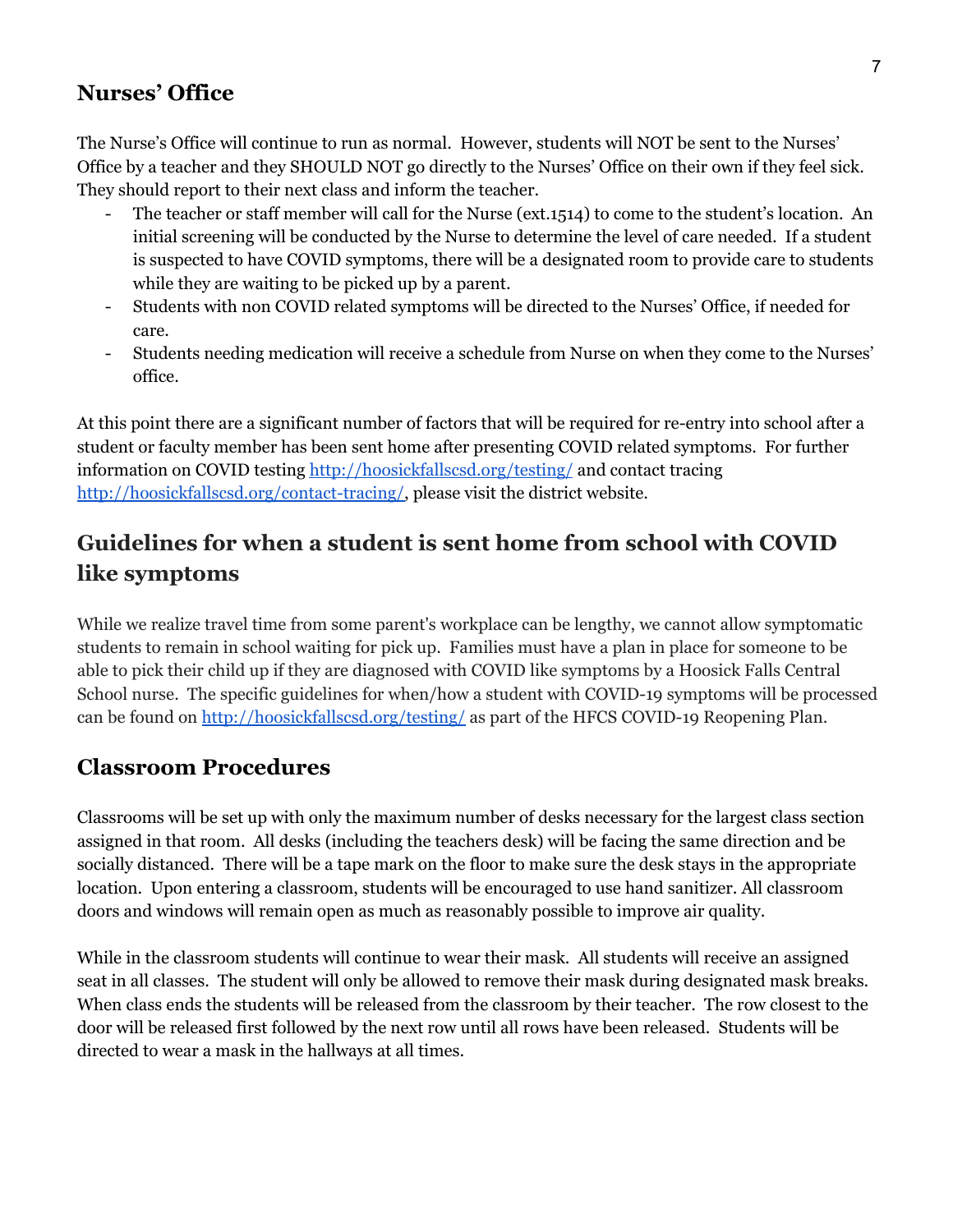## Nurses' Office

The Nurse's Office will continue to run as normal. However, students will NOT be sent to the Nurses' Office by a teacher and they SHOULD NOT go directly to the Nurses' Office on their own if they feel sick. They should report to their next class and inform the teacher.

- The teacher or staff member will call for the Nurse (ext.1514) to come to the student's location. An initial screening will be conducted by the Nurse to determine the level of care needed. If a student is suspected to have COVID symptoms, there will be a designated room to provide care to students while they are waiting to be picked up by a parent.
- Students with non COVID related symptoms will be directed to the Nurses' Office, if needed for care.
- Students needing medication will receive a schedule from Nurse on when they come to the Nurses' office.

At this point there are a significant number of factors that will be required for re-entry into school after a student or faculty member has been sent home after presenting COVID related symptoms. For further information on COVID testing http://hoosickfallscsd.org/testing/ and contact tracing http://hoosickfallscsd.org/contact-tracing/, please visit the district website.

## Guidelines for when a student is sent home from school with COVID like symptoms

While we realize travel time from some parent's workplace can be lengthy, we cannot allow symptomatic students to remain in school waiting for pick up. Families must have a plan in place for someone to be able to pick their child up if they are diagnosed with COVID like symptoms by a Hoosick Falls Central School nurse. The specific guidelines for when/how a student with COVID-19 symptoms will be processed can be found on http://hoosickfallscsd.org/testing/ as part of the HFCS COVID-19 Reopening Plan.

## Classroom Procedures

Classrooms will be set up with only the maximum number of desks necessary for the largest class section assigned in that room. All desks (including the teachers desk) will be facing the same direction and be socially distanced. There will be a tape mark on the floor to make sure the desk stays in the appropriate location. Upon entering a classroom, students will be encouraged to use hand sanitizer. All classroom doors and windows will remain open as much as reasonably possible to improve air quality.

While in the classroom students will continue to wear their mask. All students will receive an assigned seat in all classes. The student will only be allowed to remove their mask during designated mask breaks. When class ends the students will be released from the classroom by their teacher. The row closest to the door will be released first followed by the next row until all rows have been released. Students will be directed to wear a mask in the hallways at all times.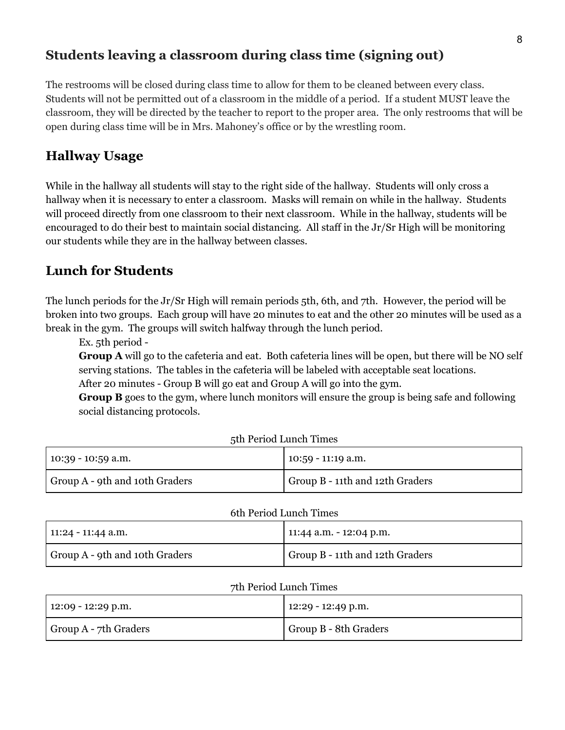## Students leaving a classroom during class time (signing out)

The restrooms will be closed during class time to allow for them to be cleaned between every class. Students will not be permitted out of a classroom in the middle of a period. If a student MUST leave the classroom, they will be directed by the teacher to report to the proper area. The only restrooms that will be open during class time will be in Mrs. Mahoney's office or by the wrestling room.

## Hallway Usage

While in the hallway all students will stay to the right side of the hallway. Students will only cross a hallway when it is necessary to enter a classroom. Masks will remain on while in the hallway. Students will proceed directly from one classroom to their next classroom. While in the hallway, students will be encouraged to do their best to maintain social distancing. All staff in the Jr/Sr High will be monitoring our students while they are in the hallway between classes.

## Lunch for Students

The lunch periods for the Jr/Sr High will remain periods 5th, 6th, and 7th. However, the period will be broken into two groups. Each group will have 20 minutes to eat and the other 20 minutes will be used as a break in the gym. The groups will switch halfway through the lunch period.

Ex. 5th period -

**Group A** will go to the cafeteria and eat. Both cafeteria lines will be open, but there will be NO self serving stations. The tables in the cafeteria will be labeled with acceptable seat locations.

After 20 minutes - Group B will go eat and Group A will go into the gym.

**Group B** goes to the gym, where lunch monitors will ensure the group is being safe and following social distancing protocols.

5th Period Lunch Times

| 10:39 - 10:59 a.m. | 10:59 - 11:19 a.m. |
|---|---|
| Group A - 9th and 10th Graders | Group B - 11th and 12th Graders |

6th Period Lunch Times

| 11:24 - 11:44 a.m. | 11:44 a.m. - 12:04 p.m. |
|---|---|
| Group A - 9th and 10th Graders | Group B - 11th and 12th Graders |

7th Period Lunch Times

| 12:09 - 12:29 p.m. | 12:29 - 12:49 p.m. |
|---|---|
| Group A - 7th Graders | Group B - 8th Graders |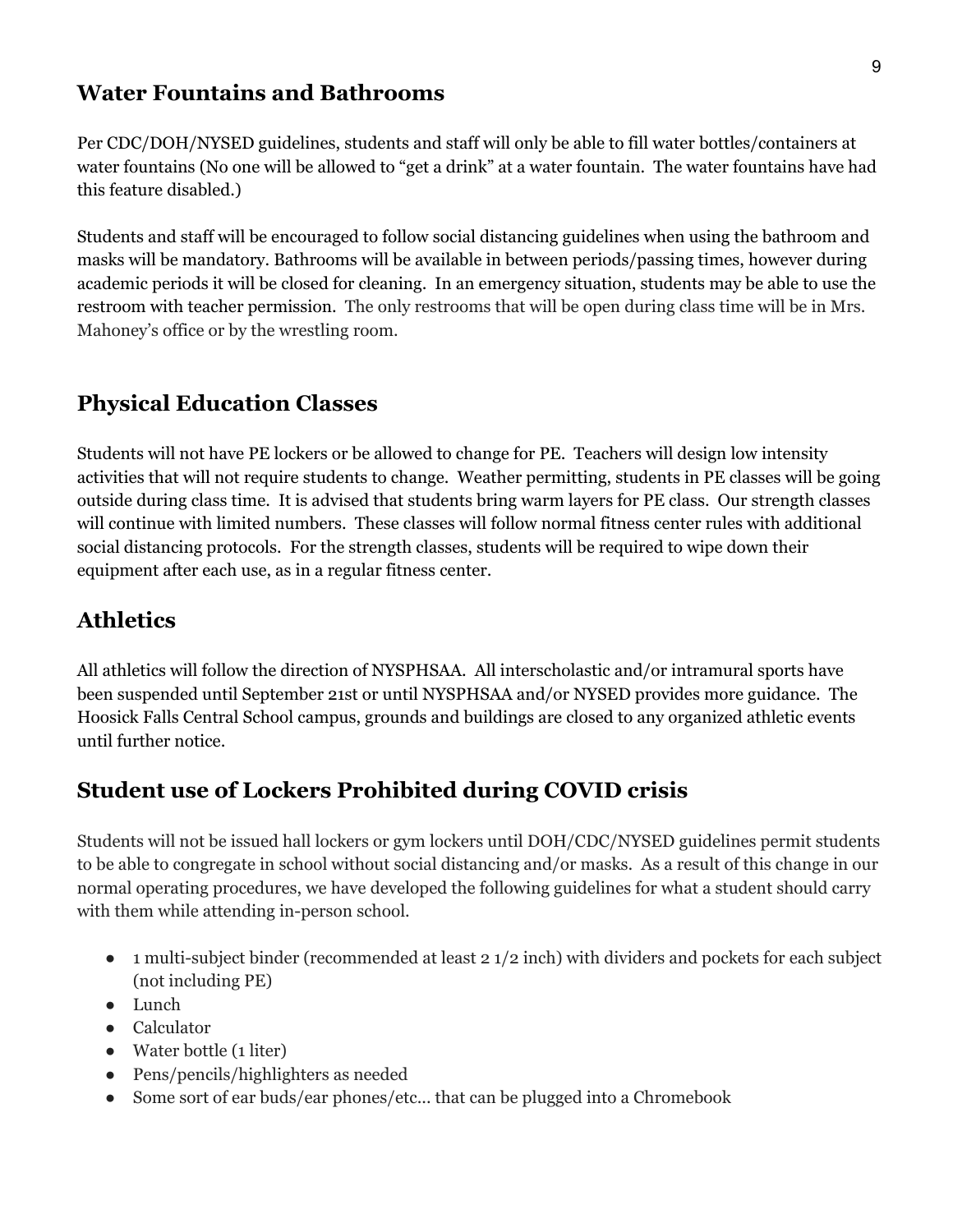## Water Fountains and Bathrooms

Per CDC/DOH/NYSED guidelines, students and staff will only be able to fill water bottles/containers at water fountains (No one will be allowed to "get a drink" at a water fountain. The water fountains have had this feature disabled.)

Students and staff will be encouraged to follow social distancing guidelines when using the bathroom and masks will be mandatory. Bathrooms will be available in between periods/passing times, however during academic periods it will be closed for cleaning. In an emergency situation, students may be able to use the restroom with teacher permission. The only restrooms that will be open during class time will be in Mrs. Mahoney's office or by the wrestling room.

## Physical Education Classes

Students will not have PE lockers or be allowed to change for PE. Teachers will design low intensity activities that will not require students to change. Weather permitting, students in PE classes will be going outside during class time. It is advised that students bring warm layers for PE class. Our strength classes will continue with limited numbers. These classes will follow normal fitness center rules with additional social distancing protocols. For the strength classes, students will be required to wipe down their equipment after each use, as in a regular fitness center.

## Athletics

All athletics will follow the direction of NYSPHSAA. All interscholastic and/or intramural sports have been suspended until September 21st or until NYSPHSAA and/or NYSED provides more guidance. The Hoosick Falls Central School campus, grounds and buildings are closed to any organized athletic events until further notice.

## Student use of Lockers Prohibited during COVID crisis

Students will not be issued hall lockers or gym lockers until DOH/CDC/NYSED guidelines permit students to be able to congregate in school without social distancing and/or masks. As a result of this change in our normal operating procedures, we have developed the following guidelines for what a student should carry with them while attending in-person school.

- 1 multi-subject binder (recommended at least 2 1/2 inch) with dividers and pockets for each subject (not including PE)
- Lunch
- Calculator
- Water bottle (1 liter)
- Pens/pencils/highlighters as needed
- Some sort of ear buds/ear phones/etc... that can be plugged into a Chromebook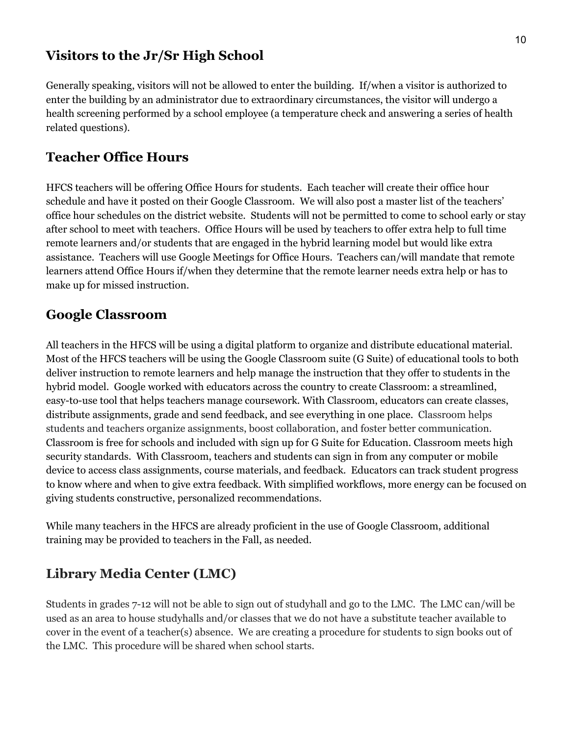## Visitors to the Jr/Sr High School

Generally speaking, visitors will not be allowed to enter the building. If/when a visitor is authorized to enter the building by an administrator due to extraordinary circumstances, the visitor will undergo a health screening performed by a school employee (a temperature check and answering a series of health related questions).

## Teacher Office Hours

HFCS teachers will be offering Office Hours for students. Each teacher will create their office hour schedule and have it posted on their Google Classroom. We will also post a master list of the teachers' office hour schedules on the district website. Students will not be permitted to come to school early or stay after school to meet with teachers. Office Hours will be used by teachers to offer extra help to full time remote learners and/or students that are engaged in the hybrid learning model but would like extra assistance. Teachers will use Google Meetings for Office Hours. Teachers can/will mandate that remote learners attend Office Hours if/when they determine that the remote learner needs extra help or has to make up for missed instruction.

## Google Classroom

All teachers in the HFCS will be using a digital platform to organize and distribute educational material. Most of the HFCS teachers will be using the Google Classroom suite (G Suite) of educational tools to both deliver instruction to remote learners and help manage the instruction that they offer to students in the hybrid model. Google worked with educators across the country to create Classroom: a streamlined, easy-to-use tool that helps teachers manage coursework. With Classroom, educators can create classes, distribute assignments, grade and send feedback, and see everything in one place. Classroom helps students and teachers organize assignments, boost collaboration, and foster better communication. Classroom is free for schools and included with sign up for G Suite for Education. Classroom meets high security standards. With Classroom, teachers and students can sign in from any computer or mobile device to access class assignments, course materials, and feedback. Educators can track student progress to know where and when to give extra feedback. With simplified workflows, more energy can be focused on giving students constructive, personalized recommendations.

While many teachers in the HFCS are already proficient in the use of Google Classroom, additional training may be provided to teachers in the Fall, as needed.

## Library Media Center (LMC)

Students in grades 7-12 will not be able to sign out of studyhall and go to the LMC. The LMC can/will be used as an area to house studyhalls and/or classes that we do not have a substitute teacher available to cover in the event of a teacher(s) absence. We are creating a procedure for students to sign books out of the LMC. This procedure will be shared when school starts.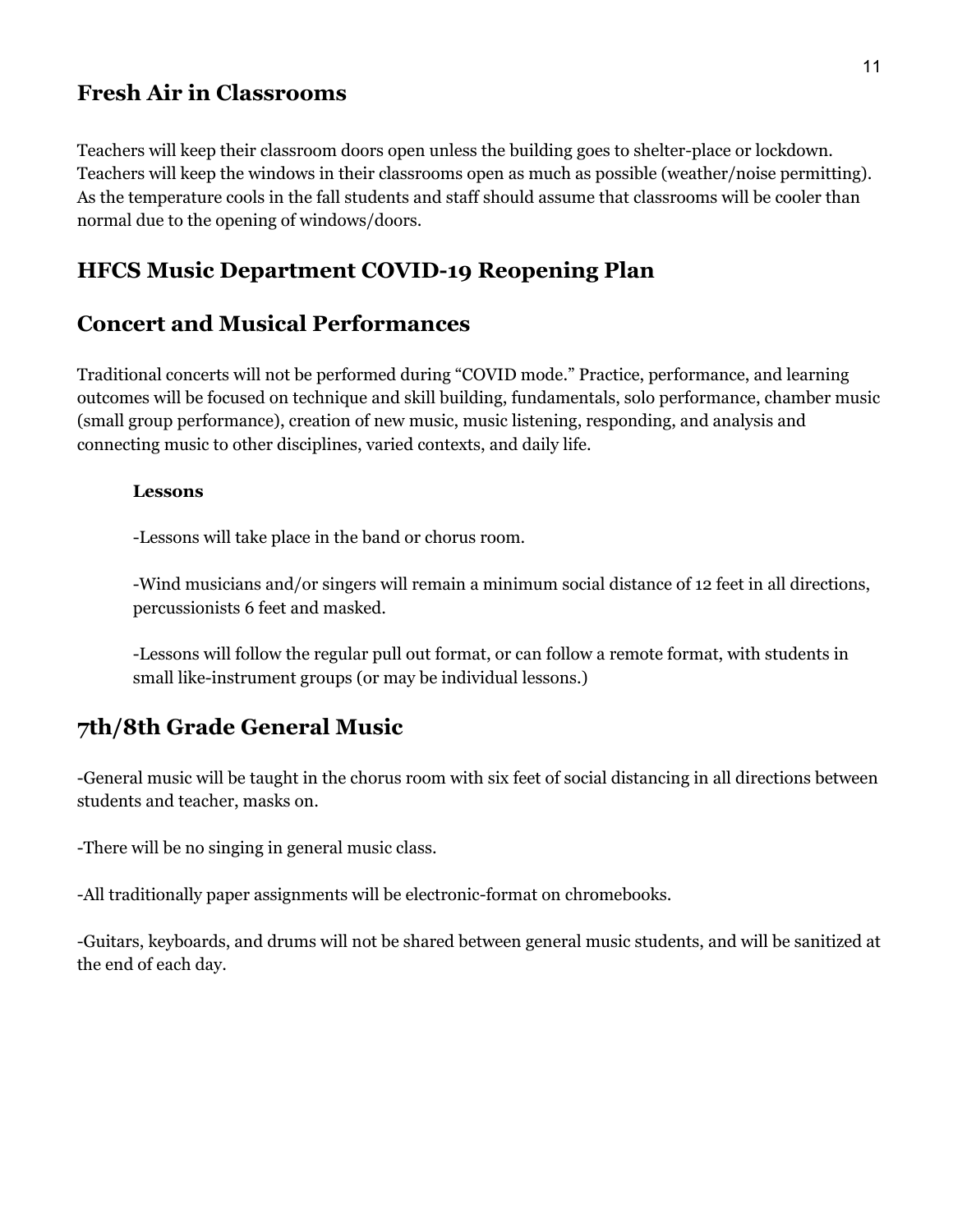## Fresh Air in Classrooms

Teachers will keep their classroom doors open unless the building goes to shelter-place or lockdown. Teachers will keep the windows in their classrooms open as much as possible (weather/noise permitting). As the temperature cools in the fall students and staff should assume that classrooms will be cooler than normal due to the opening of windows/doors.

## HFCS Music Department COVID-19 Reopening Plan

## Concert and Musical Performances

Traditional concerts will not be performed during "COVID mode." Practice, performance, and learning outcomes will be focused on technique and skill building, fundamentals, solo performance, chamber music (small group performance), creation of new music, music listening, responding, and analysis and connecting music to other disciplines, varied contexts, and daily life.

### Lessons

-Lessons will take place in the band or chorus room.

-Wind musicians and/or singers will remain a minimum social distance of 12 feet in all directions, percussionists 6 feet and masked.

-Lessons will follow the regular pull out format, or can follow a remote format, with students in small like-instrument groups (or may be individual lessons.)

## 7th/8th Grade General Music

-General music will be taught in the chorus room with six feet of social distancing in all directions between students and teacher, masks on.

-There will be no singing in general music class.

-All traditionally paper assignments will be electronic-format on chromebooks.

-Guitars, keyboards, and drums will not be shared between general music students, and will be sanitized at the end of each day.